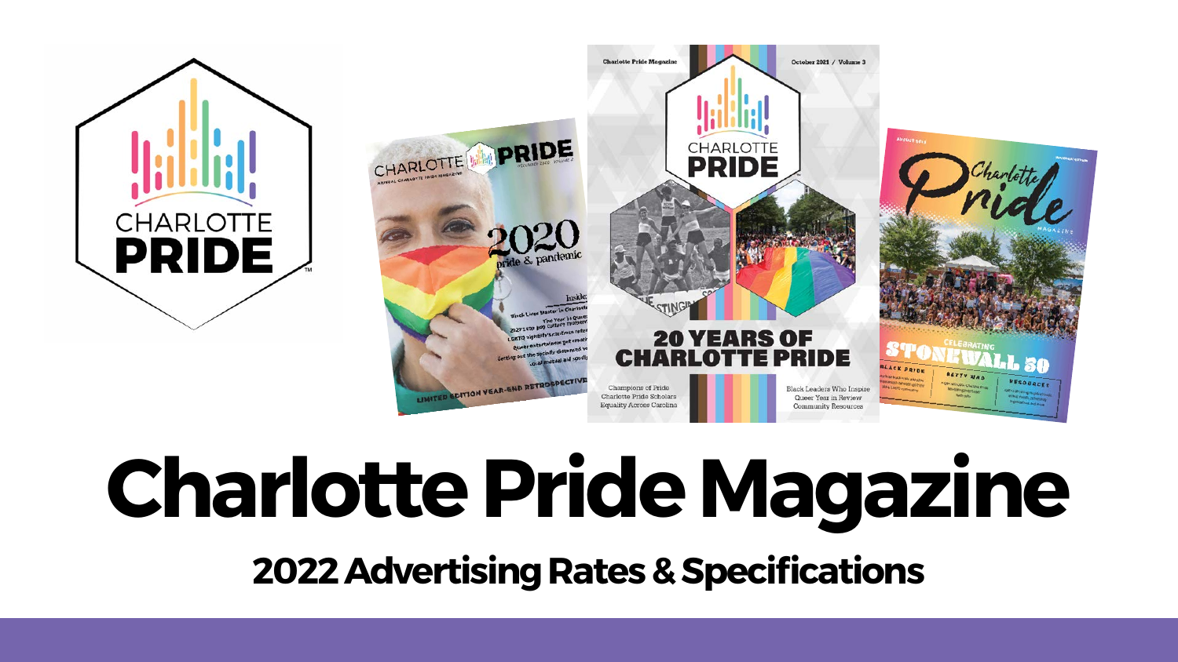# Charlotte Pride Magazine

## 2022 Advertising Rates & Specifications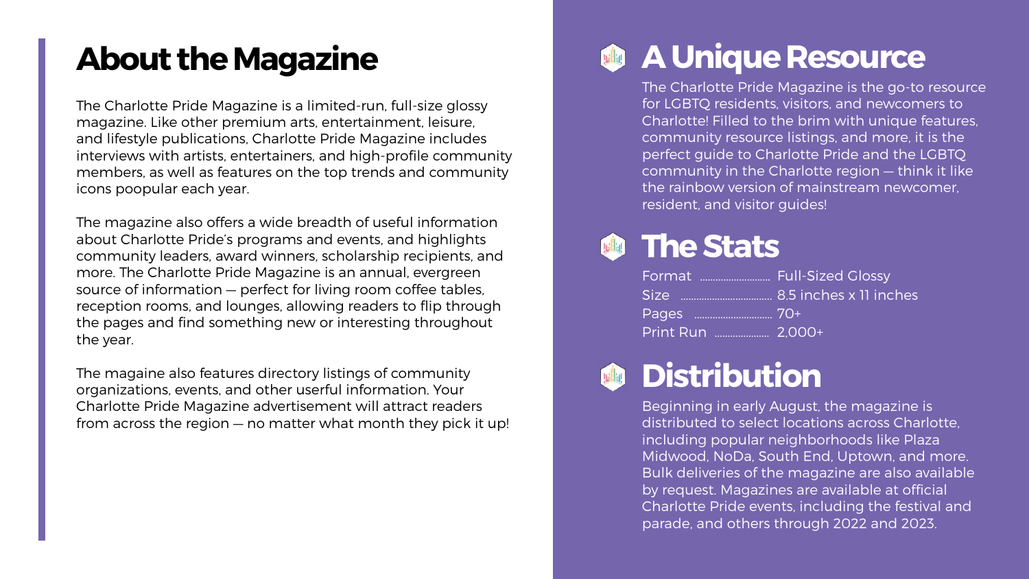# About the Magazine

The Charlotte Pride Magazine is a limited-run, full-size glossy magazine. Like other premium arts, entertainment, leisure, and lifestyle publications, Charlotte Pride Magazine includes interviews with artists, entertainers, and high-profile community members, as well as features on the top trends and community icons poopular each year.

The magazine also offers a wide breadth of useful information about Charlotte Pride's programs and events, and highlights community leaders, award winners, scholarship recipients, and more. The Charlotte Pride Magazine is an annual, evergreen source of information — perfect for living room coffee tables, reception rooms, and lounges, allowing readers to flip through the pages and find something new or interesting throughout the year.

The magaine also features directory listings of community organizations, events, and other userful information. Your Charlotte Pride Magazine advertisement will attract readers from across the region — no matter what month they pick it up!

## A Unique Resource

The Charlotte Pride Magazine is the go-to resource for LGBTQ residents, visitors, and newcomers to Charlotte! Filled to the brim with unique features, community resource listings, and more, it is the perfect guide to Charlotte Pride and the LGBTQ community in the Charlotte region — think it like the rainbow version of mainstream newcomer, resident, and visitor guides!

## The Stats

Format .......... Full-Sized Glossy
Size .......... 8.5 inches x 11 inches
Pages .......... 70+
Print Run .......... 2,000+

## Distribution

Beginning in early August, the magazine is distributed to select locations across Charlotte, including popular neighborhoods like Plaza Midwood, NoDa, South End, Uptown, and more. Bulk deliveries of the magazine are also available by request. Magazines are available at official Charlotte Pride events, including the festival and parade, and others through 2022 and 2023.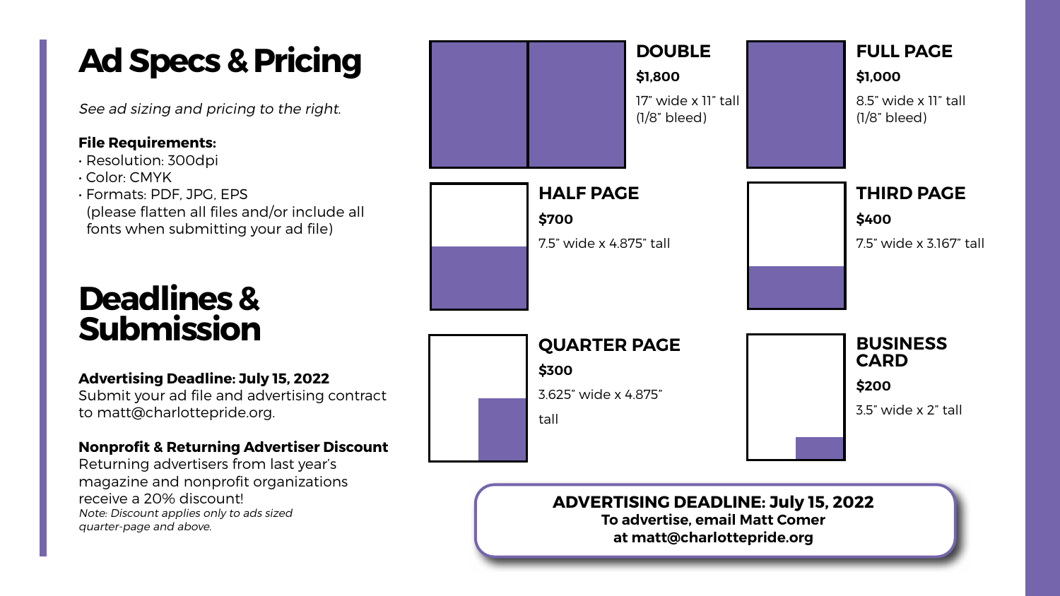# Ad Specs & Pricing

*See ad sizing and pricing to the right.*

**File Requirements:**

- Resolution: 300dpi
- Color: CMYK
- Formats: PDF, JPG, EPS (please flatten all files and/or include all fonts when submitting your ad file)

# Deadlines & Submission

**Advertising Deadline: July 15, 2022**
Submit your ad file and advertising contract to matt@charlottepride.org.

**Nonprofit & Returning Advertiser Discount**
Returning advertisers from last year's magazine and nonprofit organizations receive a 20% discount!
*Note: Discount applies only to ads sized quarter-page and above.*

### DOUBLE
**$1,800**
17" wide x 11" tall (1/8" bleed)

### FULL PAGE
**$1,000**
8.5" wide x 11" tall (1/8" bleed)

### HALF PAGE
**$700**
7.5" wide x 4.875" tall

### THIRD PAGE
**$400**
7.5" wide x 3.167" tall

### QUARTER PAGE
**$300**
3.625" wide x 4.875" tall

### BUSINESS CARD
**$200**
3.5" wide x 2" tall

**ADVERTISING DEADLINE: July 15, 2022**
**To advertise, email Matt Comer at matt@charlottepride.org**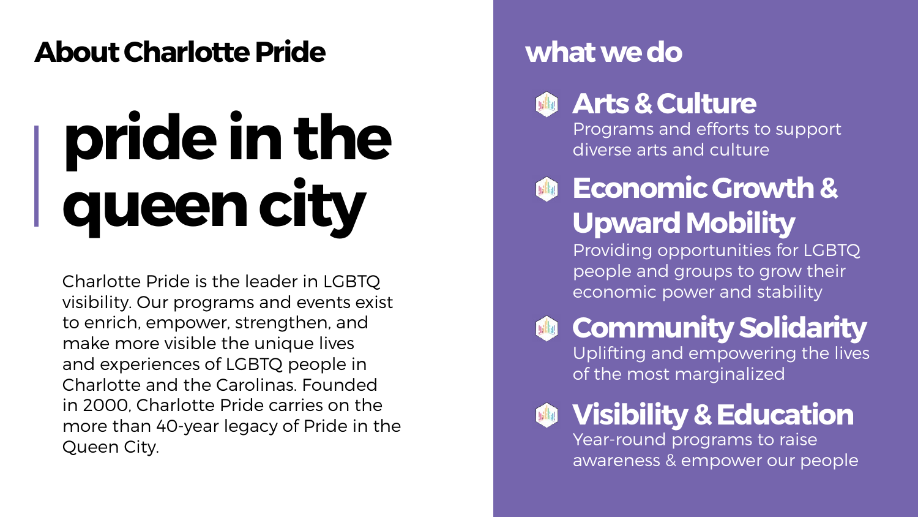## About Charlotte Pride

# pride in the queen city

Charlotte Pride is the leader in LGBTQ visibility. Our programs and events exist to enrich, empower, strengthen, and make more visible the unique lives and experiences of LGBTQ people in Charlotte and the Carolinas. Founded in 2000, Charlotte Pride carries on the more than 40-year legacy of Pride in the Queen City.

## what we do

### Arts & Culture

Programs and efforts to support diverse arts and culture

### Economic Growth & Upward Mobility

Providing opportunities for LGBTQ people and groups to grow their economic power and stability

### Community Solidarity

Uplifting and empowering the lives of the most marginalized

### Visibility & Education

Year-round programs to raise awareness & empower our people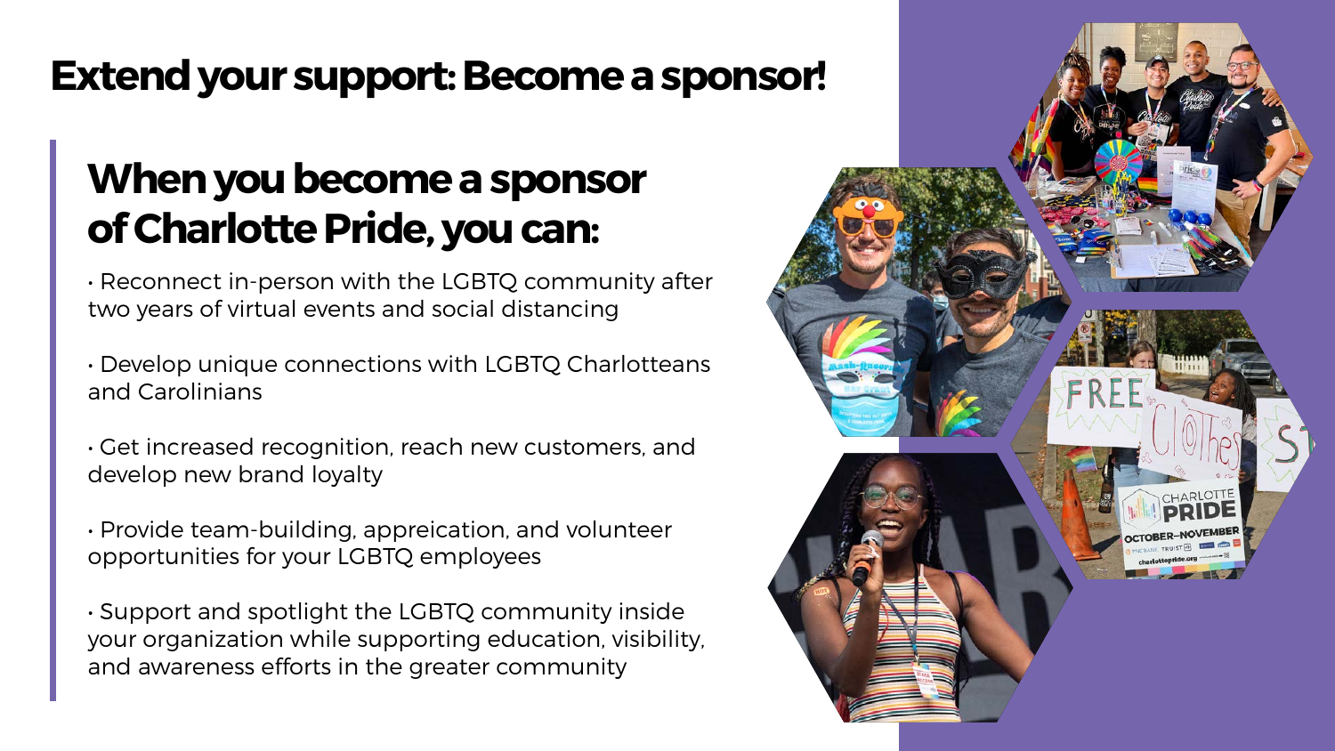# Extend your support: Become a sponsor!

## When you become a sponsor of Charlotte Pride, you can:

- Reconnect in-person with the LGBTQ community after two years of virtual events and social distancing
- Develop unique connections with LGBTQ Charlotteans and Carolinians
- Get increased recognition, reach new customers, and develop new brand loyalty
- Provide team-building, appreication, and volunteer opportunities for your LGBTQ employees
- Support and spotlight the LGBTQ community inside your organization while supporting education, visibility, and awareness efforts in the greater community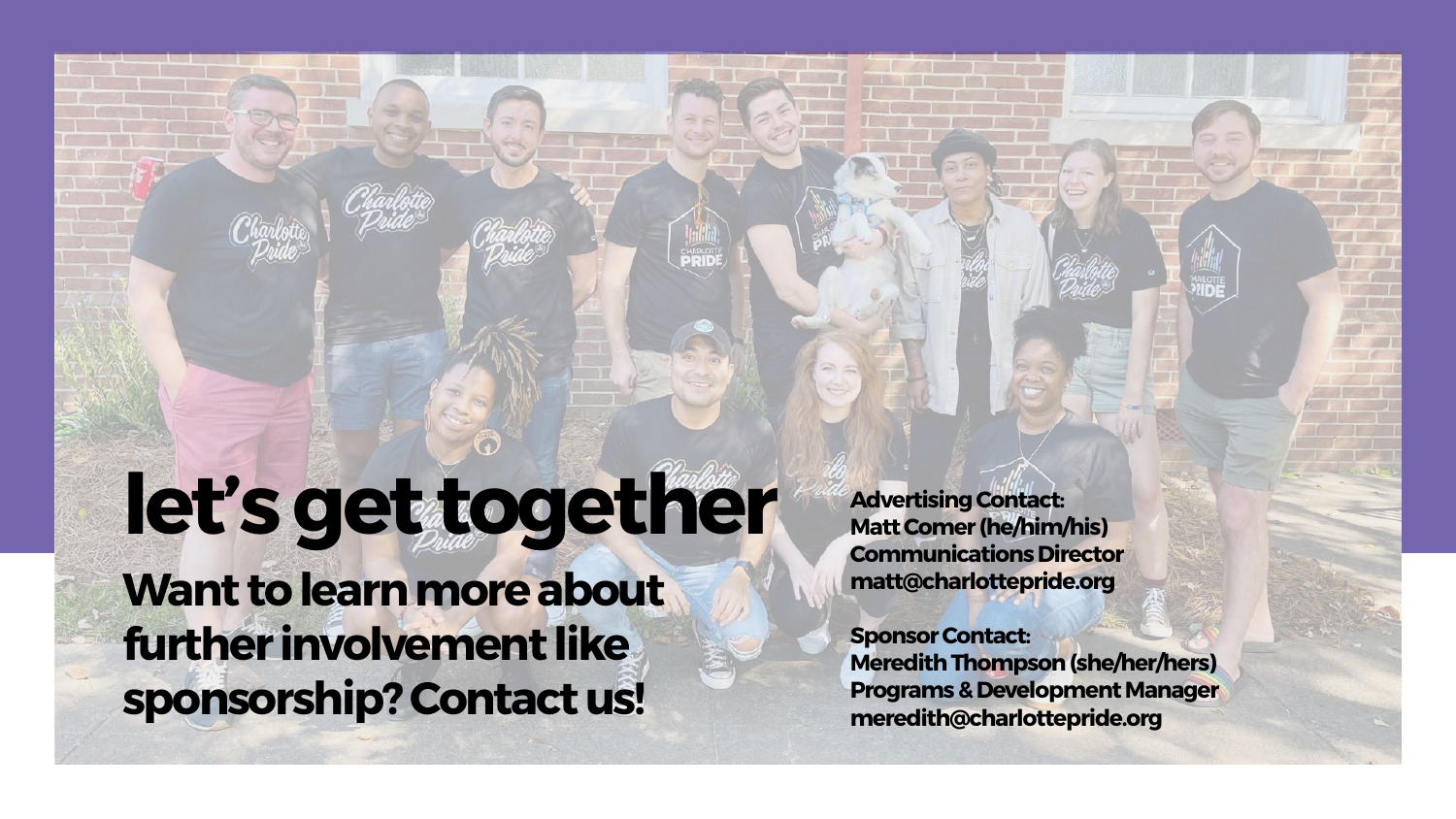# let's get together

## Want to learn more about further involvement like sponsorship? Contact us!

**Advertising Contact:**
**Matt Comer (he/him/his)**
**Communications Director**
**matt@charlottepride.org**

**Sponsor Contact:**
**Meredith Thompson (she/her/hers)**
**Programs & Development Manager**
**meredith@charlottepride.org**